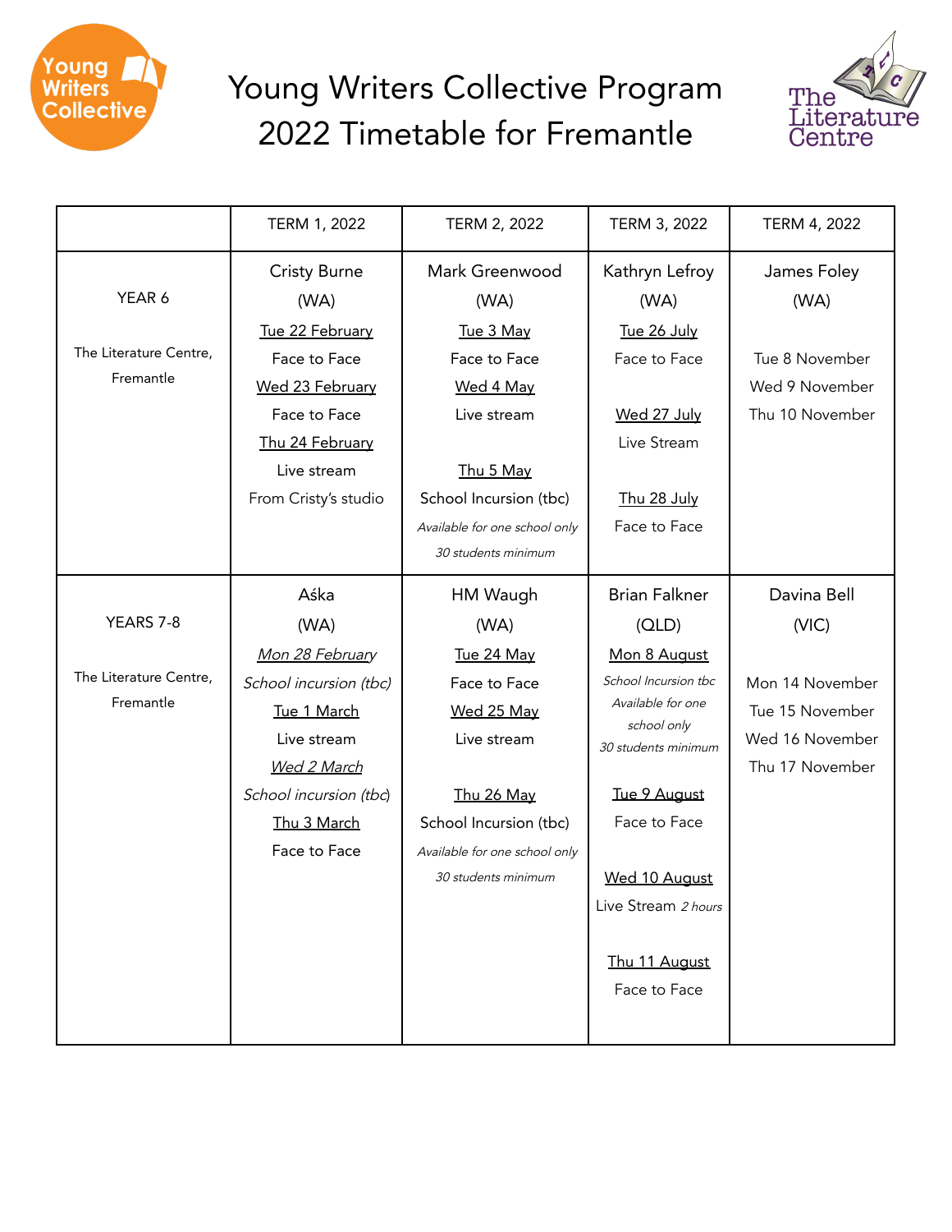Young Writers Collective

# Young Writers Collective Program 2022 Timetable for Fremantle

The Literature Centre

| | TERM 1, 2022 | TERM 2, 2022 | TERM 3, 2022 | TERM 4, 2022 |
|---|---|---|---|---|
| YEAR 6<br><br>The Literature Centre, Fremantle | Cristy Burne<br>(WA)<br>Tue 22 February<br>Face to Face<br>Wed 23 February<br>Face to Face<br>Thu 24 February<br>Live stream<br>From Cristy's studio | Mark Greenwood<br>(WA)<br>Tue 3 May<br>Face to Face<br>Wed 4 May<br>Live stream<br><br>Thu 5 May<br>School Incursion (tbc)<br>*Available for one school only*<br>*30 students minimum* | Kathryn Lefroy<br>(WA)<br>Tue 26 July<br>Face to Face<br><br>Wed 27 July<br>Live Stream<br><br>Thu 28 July<br>Face to Face | James Foley<br>(WA)<br><br>Tue 8 November<br>Wed 9 November<br>Thu 10 November |
| YEARS 7-8<br><br>The Literature Centre, Fremantle | Aśka<br>(WA)<br>*Mon 28 February*<br>*School incursion (tbc)*<br>Tue 1 March<br>Live stream<br>*Wed 2 March*<br>*School incursion (tbc)*<br>Thu 3 March<br>Face to Face | HM Waugh<br>(WA)<br>Tue 24 May<br>Face to Face<br>Wed 25 May<br>Live stream<br><br>Thu 26 May<br>School Incursion (tbc)<br>*Available for one school only*<br>*30 students minimum* | Brian Falkner<br>(QLD)<br>Mon 8 August<br>*School Incursion tbc*<br>*Available for one school only*<br>*30 students minimum*<br><br>Tue 9 August<br>Face to Face<br><br>Wed 10 August<br>Live Stream *2 hours*<br><br>Thu 11 August<br>Face to Face | Davina Bell<br>(VIC)<br><br>Mon 14 November<br>Tue 15 November<br>Wed 16 November<br>Thu 17 November |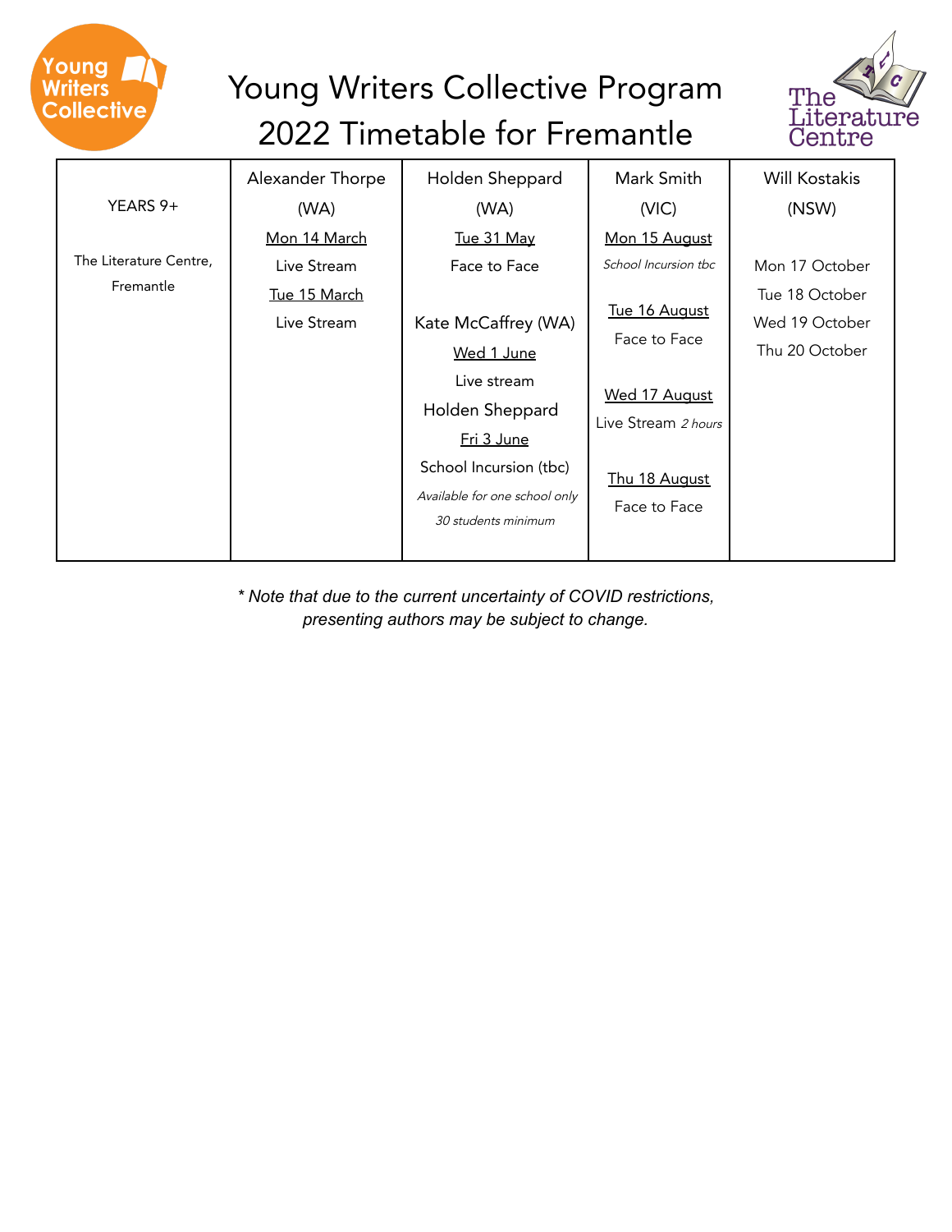# Young Writers Collective Program 2022 Timetable for Fremantle

| | | | | |
|---|---|---|---|---|
| YEARS 9+<br><br>The Literature Centre, Fremantle | Alexander Thorpe (WA)<br><u>Mon 14 March</u><br>Live Stream<br><u>Tue 15 March</u><br>Live Stream | Holden Sheppard (WA)<br><u>Tue 31 May</u><br>Face to Face<br><br>Kate McCaffrey (WA)<br><u>Wed 1 June</u><br>Live stream<br>Holden Sheppard<br><u>Fri 3 June</u><br>School Incursion (tbc)<br>*Available for one school only*<br>*30 students minimum* | Mark Smith (VIC)<br><u>Mon 15 August</u><br>*School Incursion tbc*<br><br><u>Tue 16 August</u><br>Face to Face<br><br><u>Wed 17 August</u><br>Live Stream *2 hours*<br><br><u>Thu 18 August</u><br>Face to Face | Will Kostakis (NSW)<br><br>Mon 17 October<br>Tue 18 October<br>Wed 19 October<br>Thu 20 October |

*\* Note that due to the current uncertainty of COVID restrictions, presenting authors may be subject to change.*